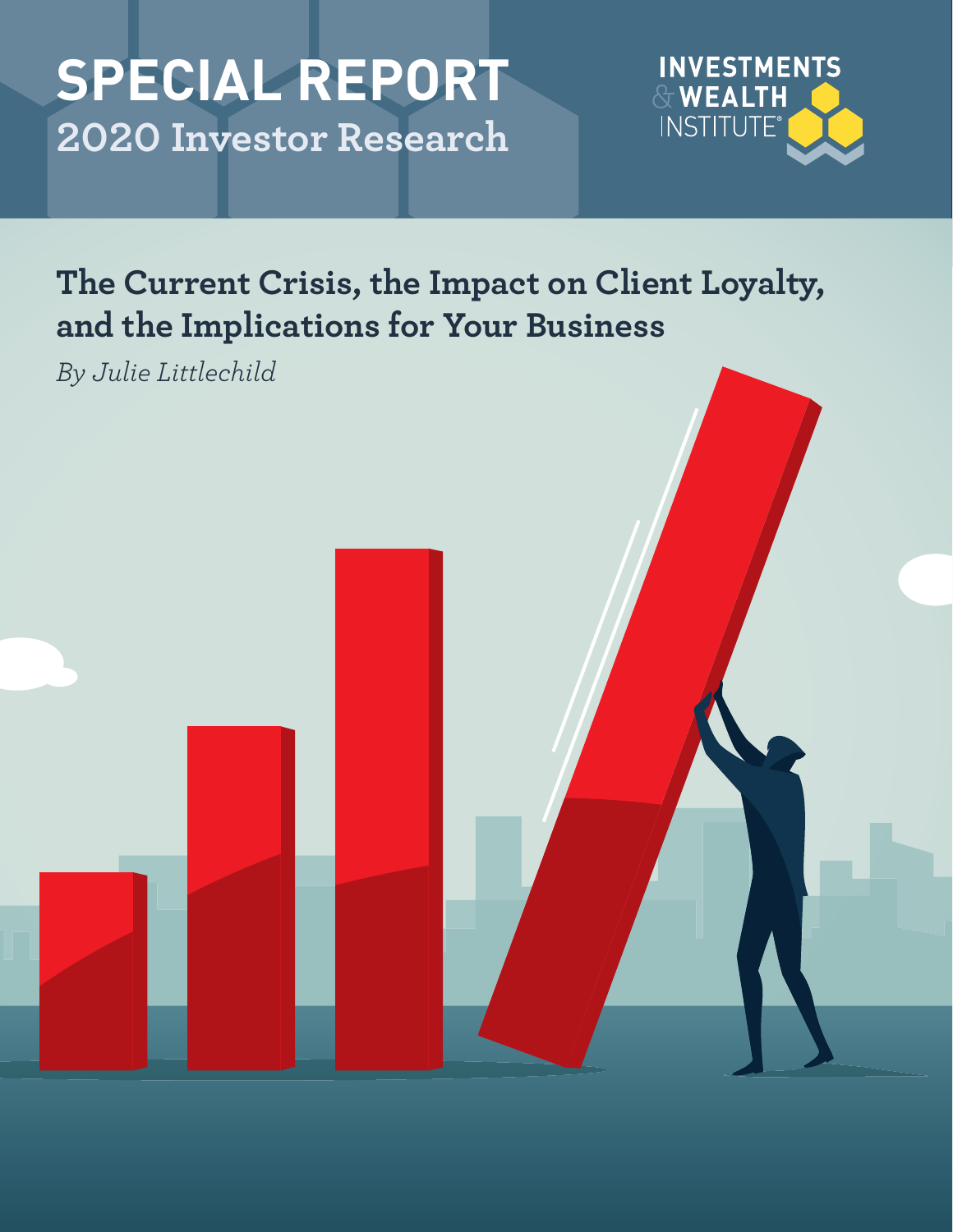# SPECIAL REPORT

## 2020 Investor Research

INVESTMENTS & WEALTH INSTITUTE®

## The Current Crisis, the Impact on Client Loyalty, and the Implications for Your Business

*By Julie Littlechild*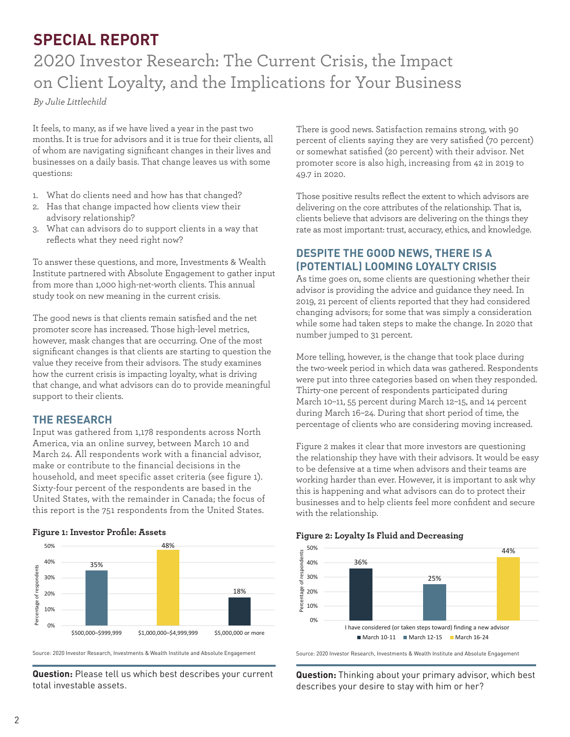# SPECIAL REPORT

## 2020 Investor Research: The Current Crisis, the Impact on Client Loyalty, and the Implications for Your Business

*By Julie Littlechild*

It feels, to many, as if we have lived a year in the past two months. It is true for advisors and it is true for their clients, all of whom are navigating significant changes in their lives and businesses on a daily basis. That change leaves us with some questions:

1. What do clients need and how has that changed?
2. Has that change impacted how clients view their advisory relationship?
3. What can advisors do to support clients in a way that reflects what they need right now?

To answer these questions, and more, Investments & Wealth Institute partnered with Absolute Engagement to gather input from more than 1,000 high-net-worth clients. This annual study took on new meaning in the current crisis.

The good news is that clients remain satisfied and the net promoter score has increased. Those high-level metrics, however, mask changes that are occurring. One of the most significant changes is that clients are starting to question the value they receive from their advisors. The study examines how the current crisis is impacting loyalty, what is driving that change, and what advisors can do to provide meaningful support to their clients.

### THE RESEARCH

Input was gathered from 1,178 respondents across North America, via an online survey, between March 10 and March 24. All respondents work with a financial advisor, make or contribute to the financial decisions in the household, and meet specific asset criteria (see figure 1). Sixty-four percent of the respondents are based in the United States, with the remainder in Canada; the focus of this report is the 751 respondents from the United States.

**Figure 1: Investor Profile: Assets**

Percentage of respondents

50%
40%
30%
20%
10%
0%

35%
48%
18%

$500,000–$999,999
$1,000,000–$4,999,999
$5,000,000 or more

Source: 2020 Investor Research, Investments & Wealth Institute and Absolute Engagement

**Question:** Please tell us which best describes your current total investable assets.

There is good news. Satisfaction remains strong, with 90 percent of clients saying they are very satisfied (70 percent) or somewhat satisfied (20 percent) with their advisor. Net promoter score is also high, increasing from 42 in 2019 to 49.7 in 2020.

Those positive results reflect the extent to which advisors are delivering on the core attributes of the relationship. That is, clients believe that advisors are delivering on the things they rate as most important: trust, accuracy, ethics, and knowledge.

### DESPITE THE GOOD NEWS, THERE IS A (POTENTIAL) LOOMING LOYALTY CRISIS

As time goes on, some clients are questioning whether their advisor is providing the advice and guidance they need. In 2019, 21 percent of clients reported that they had considered changing advisors; for some that was simply a consideration while some had taken steps to make the change. In 2020 that number jumped to 31 percent.

More telling, however, is the change that took place during the two-week period in which data was gathered. Respondents were put into three categories based on when they responded. Thirty-one percent of respondents participated during March 10–11, 55 percent during March 12–15, and 14 percent during March 16–24. During that short period of time, the percentage of clients who are considering moving increased.

Figure 2 makes it clear that more investors are questioning the relationship they have with their advisors. It would be easy to be defensive at a time when advisors and their teams are working harder than ever. However, it is important to ask why this is happening and what advisors can do to protect their businesses and to help clients feel more confident and secure with the relationship.

**Figure 2: Loyalty Is Fluid and Decreasing**

Percentage of respondents

50%
40%
30%
20%
10%
0%

36%
25%
44%

I have considered (or taken steps toward) finding a new advisor

March 10-11
March 12-15
March 16-24

Source: 2020 Investor Research, Investments & Wealth Institute and Absolute Engagement

**Question:** Thinking about your primary advisor, which best describes your desire to stay with him or her?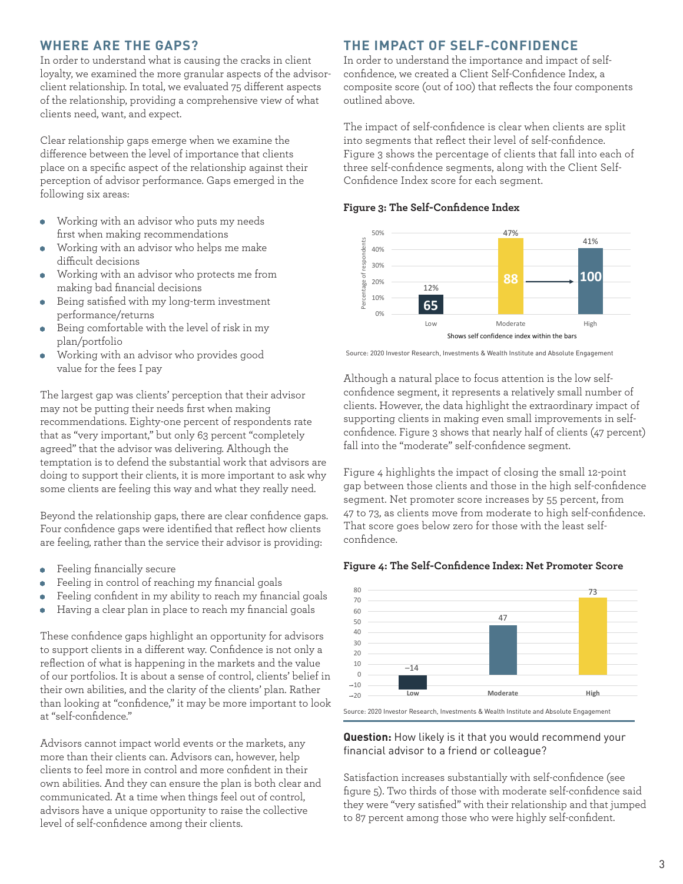## WHERE ARE THE GAPS?

In order to understand what is causing the cracks in client loyalty, we examined the more granular aspects of the advisor-client relationship. In total, we evaluated 75 different aspects of the relationship, providing a comprehensive view of what clients need, want, and expect.

Clear relationship gaps emerge when we examine the difference between the level of importance that clients place on a specific aspect of the relationship against their perception of advisor performance. Gaps emerged in the following six areas:

- Working with an advisor who puts my needs first when making recommendations
- Working with an advisor who helps me make difficult decisions
- Working with an advisor who protects me from making bad financial decisions
- Being satisfied with my long-term investment performance/returns
- Being comfortable with the level of risk in my plan/portfolio
- Working with an advisor who provides good value for the fees I pay

The largest gap was clients' perception that their advisor may not be putting their needs first when making recommendations. Eighty-one percent of respondents rate that as "very important," but only 63 percent "completely agreed" that the advisor was delivering. Although the temptation is to defend the substantial work that advisors are doing to support their clients, it is more important to ask why some clients are feeling this way and what they really need.

Beyond the relationship gaps, there are clear confidence gaps. Four confidence gaps were identified that reflect how clients are feeling, rather than the service their advisor is providing:

- Feeling financially secure
- Feeling in control of reaching my financial goals
- Feeling confident in my ability to reach my financial goals
- Having a clear plan in place to reach my financial goals

These confidence gaps highlight an opportunity for advisors to support clients in a different way. Confidence is not only a reflection of what is happening in the markets and the value of our portfolios. It is about a sense of control, clients' belief in their own abilities, and the clarity of the clients' plan. Rather than looking at "confidence," it may be more important to look at "self-confidence."

Advisors cannot impact world events or the markets, any more than their clients can. Advisors can, however, help clients to feel more in control and more confident in their own abilities. And they can ensure the plan is both clear and communicated. At a time when things feel out of control, advisors have a unique opportunity to raise the collective level of self-confidence among their clients.

## THE IMPACT OF SELF-CONFIDENCE

In order to understand the importance and impact of self-confidence, we created a Client Self-Confidence Index, a composite score (out of 100) that reflects the four components outlined above.

The impact of self-confidence is clear when clients are split into segments that reflect their level of self-confidence. Figure 3 shows the percentage of clients that fall into each of three self-confidence segments, along with the Client Self-Confidence Index score for each segment.

**Figure 3: The Self-Confidence Index**

Percentage of respondents
50%
40%
30%
20%
10%
0%
Low: 12%, 65
Moderate: 47%, 88
High: 41%, 100
Shows self confidence index within the bars

Source: 2020 Investor Research, Investments & Wealth Institute and Absolute Engagement

Although a natural place to focus attention is the low self-confidence segment, it represents a relatively small number of clients. However, the data highlight the extraordinary impact of supporting clients in making even small improvements in self-confidence. Figure 3 shows that nearly half of clients (47 percent) fall into the "moderate" self-confidence segment.

Figure 4 highlights the impact of closing the small 12-point gap between those clients and those in the high self-confidence segment. Net promoter score increases by 55 percent, from 47 to 73, as clients move from moderate to high self-confidence. That score goes below zero for those with the least self-confidence.

**Figure 4: The Self-Confidence Index: Net Promoter Score**

80
70
60
50
40
30
20
10
0
−10
−20
Low: −14
Moderate: 47
High: 73

Source: 2020 Investor Research, Investments & Wealth Institute and Absolute Engagement

**Question:** How likely is it that you would recommend your financial advisor to a friend or colleague?

Satisfaction increases substantially with self-confidence (see figure 5). Two thirds of those with moderate self-confidence said they were "very satisfied" with their relationship and that jumped to 87 percent among those who were highly self-confident.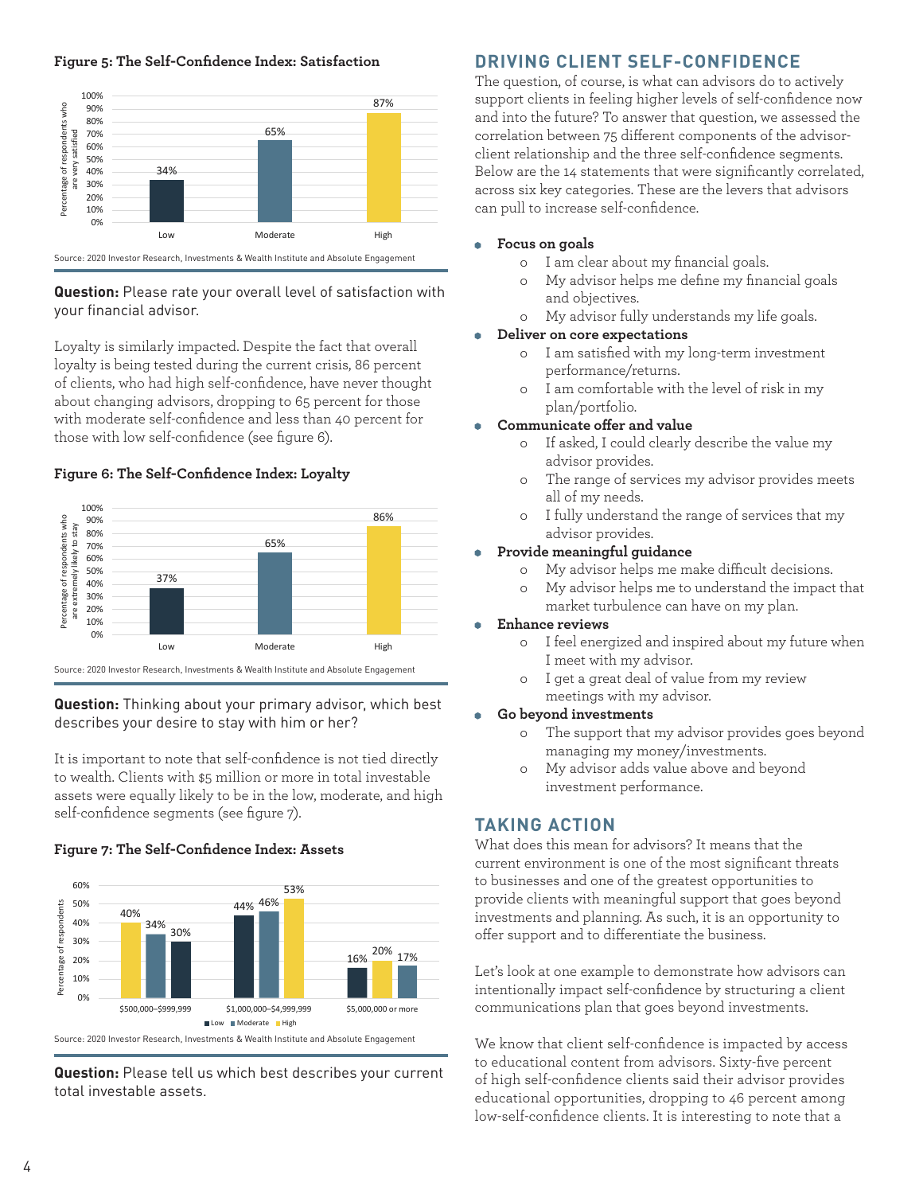**Figure 5: The Self-Confidence Index: Satisfaction**

Percentage of respondents who are very satisfied

100%
90%
80%
70%
60%
50%
40%
30%
20%
10%
0%

34%
65%
87%

Low
Moderate
High

Source: 2020 Investor Research, Investments & Wealth Institute and Absolute Engagement

**Question:** Please rate your overall level of satisfaction with your financial advisor.

Loyalty is similarly impacted. Despite the fact that overall loyalty is being tested during the current crisis, 86 percent of clients, who had high self-confidence, have never thought about changing advisors, dropping to 65 percent for those with moderate self-confidence and less than 40 percent for those with low self-confidence (see figure 6).

**Figure 6: The Self-Confidence Index: Loyalty**

Percentage of respondents who are extremely likely to stay

100%
90%
80%
70%
60%
50%
40%
30%
20%
10%
0%

37%
65%
86%

Low
Moderate
High

Source: 2020 Investor Research, Investments & Wealth Institute and Absolute Engagement

**Question:** Thinking about your primary advisor, which best describes your desire to stay with him or her?

It is important to note that self-confidence is not tied directly to wealth. Clients with $5 million or more in total investable assets were equally likely to be in the low, moderate, and high self-confidence segments (see figure 7).

**Figure 7: The Self-Confidence Index: Assets**

Percentage of respondents

60%
50%
40%
30%
20%
10%
0%

40%
34%
30%
44%
46%
53%
16%
20%
17%

$500,000–$999,999
$1,000,000–$4,999,999
$5,000,000 or more

Low
Moderate
High

Source: 2020 Investor Research, Investments & Wealth Institute and Absolute Engagement

**Question:** Please tell us which best describes your current total investable assets.

## DRIVING CLIENT SELF-CONFIDENCE

The question, of course, is what can advisors do to actively support clients in feeling higher levels of self-confidence now and into the future? To answer that question, we assessed the correlation between 75 different components of the advisor-client relationship and the three self-confidence segments. Below are the 14 statements that were significantly correlated, across six key categories. These are the levers that advisors can pull to increase self-confidence.

- **Focus on goals**
  - I am clear about my financial goals.
  - My advisor helps me define my financial goals and objectives.
  - My advisor fully understands my life goals.
- **Deliver on core expectations**
  - I am satisfied with my long-term investment performance/returns.
  - I am comfortable with the level of risk in my plan/portfolio.
- **Communicate offer and value**
  - If asked, I could clearly describe the value my advisor provides.
  - The range of services my advisor provides meets all of my needs.
  - I fully understand the range of services that my advisor provides.
- **Provide meaningful guidance**
  - My advisor helps me make difficult decisions.
  - My advisor helps me to understand the impact that market turbulence can have on my plan.
- **Enhance reviews**
  - I feel energized and inspired about my future when I meet with my advisor.
  - I get a great deal of value from my review meetings with my advisor.
- **Go beyond investments**
  - The support that my advisor provides goes beyond managing my money/investments.
  - My advisor adds value above and beyond investment performance.

## TAKING ACTION

What does this mean for advisors? It means that the current environment is one of the most significant threats to businesses and one of the greatest opportunities to provide clients with meaningful support that goes beyond investments and planning. As such, it is an opportunity to offer support and to differentiate the business.

Let's look at one example to demonstrate how advisors can intentionally impact self-confidence by structuring a client communications plan that goes beyond investments.

We know that client self-confidence is impacted by access to educational content from advisors. Sixty-five percent of high self-confidence clients said their advisor provides educational opportunities, dropping to 46 percent among low-self-confidence clients. It is interesting to note that a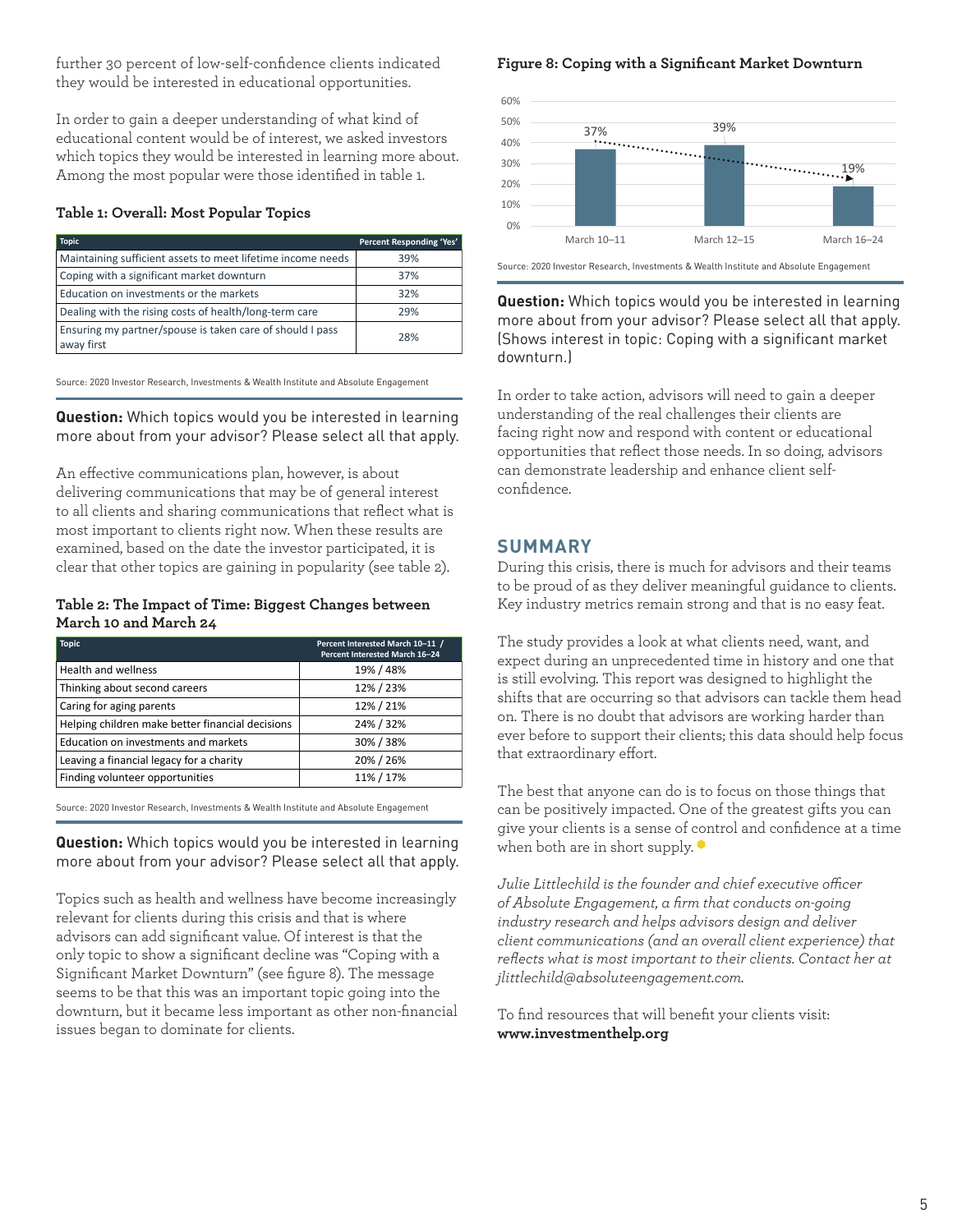further 30 percent of low-self-confidence clients indicated they would be interested in educational opportunities.

In order to gain a deeper understanding of what kind of educational content would be of interest, we asked investors which topics they would be interested in learning more about. Among the most popular were those identified in table 1.

**Table 1: Overall: Most Popular Topics**

| Topic | Percent Responding 'Yes' |
|---|---|
| Maintaining sufficient assets to meet lifetime income needs | 39% |
| Coping with a significant market downturn | 37% |
| Education on investments or the markets | 32% |
| Dealing with the rising costs of health/long-term care | 29% |
| Ensuring my partner/spouse is taken care of should I pass away first | 28% |

Source: 2020 Investor Research, Investments & Wealth Institute and Absolute Engagement

**Question:** Which topics would you be interested in learning more about from your advisor? Please select all that apply.

An effective communications plan, however, is about delivering communications that may be of general interest to all clients and sharing communications that reflect what is most important to clients right now. When these results are examined, based on the date the investor participated, it is clear that other topics are gaining in popularity (see table 2).

**Table 2: The Impact of Time: Biggest Changes between March 10 and March 24**

| Topic | Percent Interested March 10–11 / Percent Interested March 16–24 |
|---|---|
| Health and wellness | 19% / 48% |
| Thinking about second careers | 12% / 23% |
| Caring for aging parents | 12% / 21% |
| Helping children make better financial decisions | 24% / 32% |
| Education on investments and markets | 30% / 38% |
| Leaving a financial legacy for a charity | 20% / 26% |
| Finding volunteer opportunities | 11% / 17% |

Source: 2020 Investor Research, Investments & Wealth Institute and Absolute Engagement

**Question:** Which topics would you be interested in learning more about from your advisor? Please select all that apply.

Topics such as health and wellness have become increasingly relevant for clients during this crisis and that is where advisors can add significant value. Of interest is that the only topic to show a significant decline was "Coping with a Significant Market Downturn" (see figure 8). The message seems to be that this was an important topic going into the downturn, but it became less important as other non-financial issues began to dominate for clients.

**Figure 8: Coping with a Significant Market Downturn**

60%
50%
40%
30%
20%
10%
0%

37%
39%
19%

March 10–11
March 12–15
March 16–24

Source: 2020 Investor Research, Investments & Wealth Institute and Absolute Engagement

**Question:** Which topics would you be interested in learning more about from your advisor? Please select all that apply. (Shows interest in topic: Coping with a significant market downturn.)

In order to take action, advisors will need to gain a deeper understanding of the real challenges their clients are facing right now and respond with content or educational opportunities that reflect those needs. In so doing, advisors can demonstrate leadership and enhance client self-confidence.

## SUMMARY

During this crisis, there is much for advisors and their teams to be proud of as they deliver meaningful guidance to clients. Key industry metrics remain strong and that is no easy feat.

The study provides a look at what clients need, want, and expect during an unprecedented time in history and one that is still evolving. This report was designed to highlight the shifts that are occurring so that advisors can tackle them head on. There is no doubt that advisors are working harder than ever before to support their clients; this data should help focus that extraordinary effort.

The best that anyone can do is to focus on those things that can be positively impacted. One of the greatest gifts you can give your clients is a sense of control and confidence at a time when both are in short supply.

*Julie Littlechild is the founder and chief executive officer of Absolute Engagement, a firm that conducts on-going industry research and helps advisors design and deliver client communications (and an overall client experience) that reflects what is most important to their clients. Contact her at jlittlechild@absoluteengagement.com.*

To find resources that will benefit your clients visit: **www.investmenthelp.org**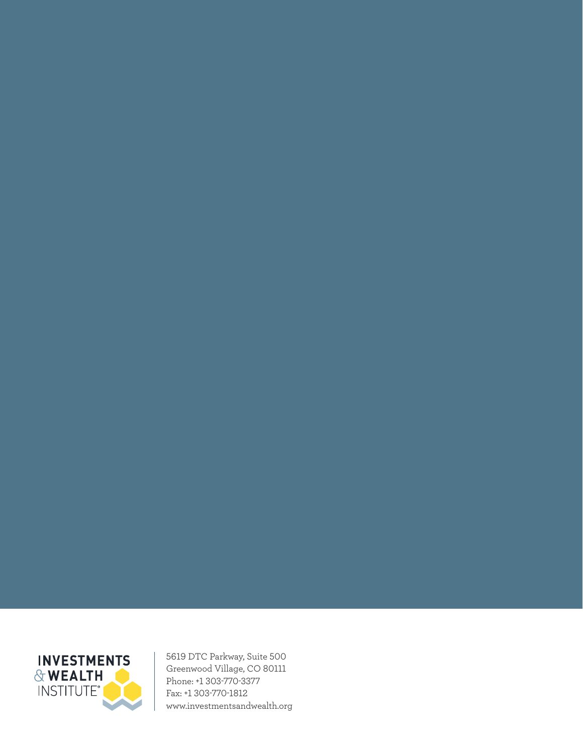INVESTMENTS & WEALTH INSTITUTE®

5619 DTC Parkway, Suite 500
Greenwood Village, CO 80111
Phone: +1 303-770-3377
Fax: +1 303-770-1812
www.investmentsandwealth.org